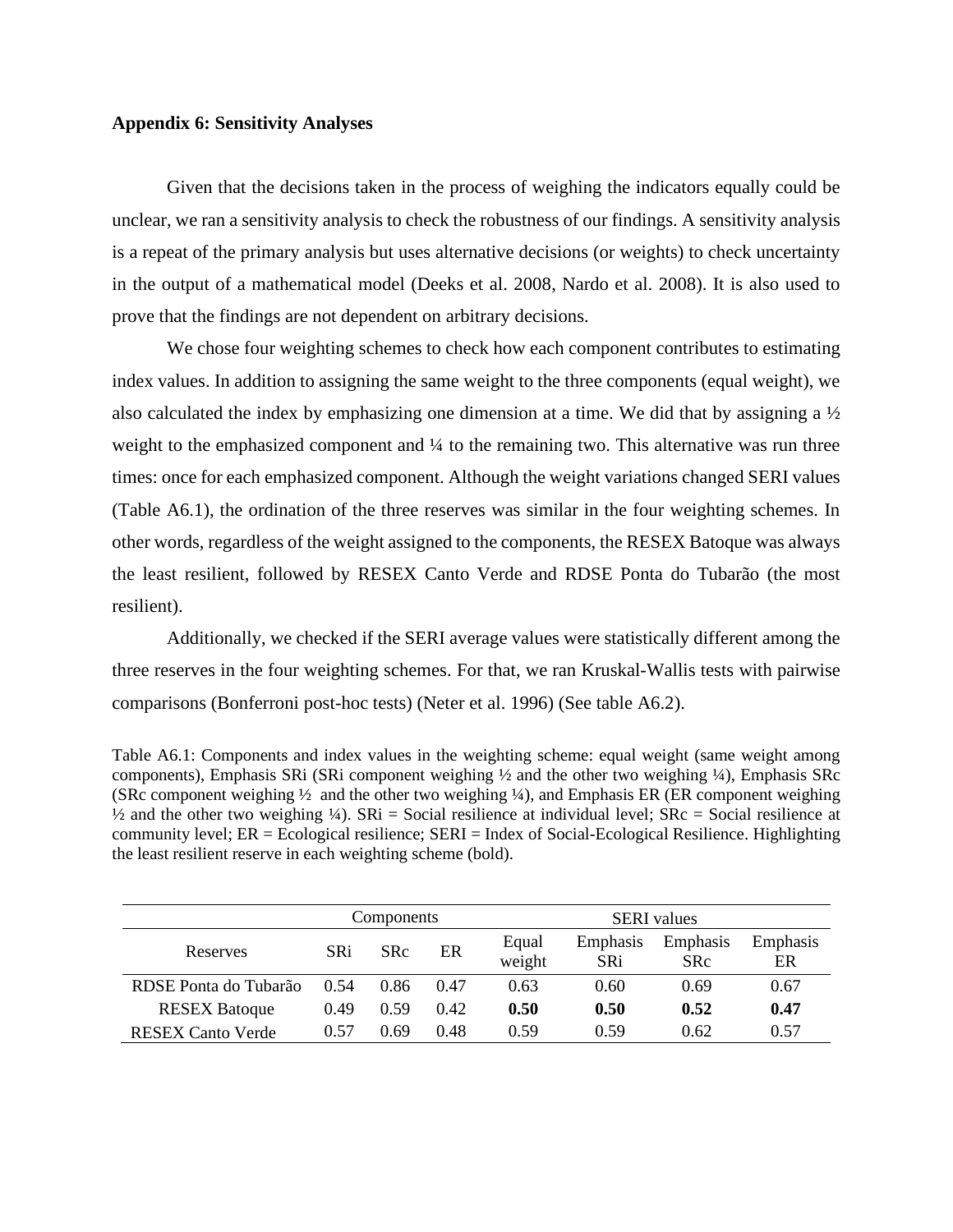**Appendix 6: Sensitivity Analyses**

Given that the decisions taken in the process of weighing the indicators equally could be unclear, we ran a sensitivity analysis to check the robustness of our findings. A sensitivity analysis is a repeat of the primary analysis but uses alternative decisions (or weights) to check uncertainty in the output of a mathematical model (Deeks et al. 2008, Nardo et al. 2008). It is also used to prove that the findings are not dependent on arbitrary decisions.

We chose four weighting schemes to check how each component contributes to estimating index values. In addition to assigning the same weight to the three components (equal weight), we also calculated the index by emphasizing one dimension at a time. We did that by assigning a ½ weight to the emphasized component and ¼ to the remaining two. This alternative was run three times: once for each emphasized component. Although the weight variations changed SERI values (Table A6.1), the ordination of the three reserves was similar in the four weighting schemes. In other words, regardless of the weight assigned to the components, the RESEX Batoque was always the least resilient, followed by RESEX Canto Verde and RDSE Ponta do Tubarão (the most resilient).

Additionally, we checked if the SERI average values were statistically different among the three reserves in the four weighting schemes. For that, we ran Kruskal-Wallis tests with pairwise comparisons (Bonferroni post-hoc tests) (Neter et al. 1996) (See table A6.2).

Table A6.1: Components and index values in the weighting scheme: equal weight (same weight among components), Emphasis SRi (SRi component weighing ½ and the other two weighing ¼), Emphasis SRc (SRc component weighing ½ and the other two weighing ¼), and Emphasis ER (ER component weighing ½ and the other two weighing ¼). SRi = Social resilience at individual level; SRc = Social resilience at community level; ER = Ecological resilience; SERI = Index of Social-Ecological Resilience. Highlighting the least resilient reserve in each weighting scheme (bold).

| | Components | | | SERI values | | | |
|---|---|---|---|---|---|---|---|
| Reserves | SRi | SRc | ER | Equal weight | Emphasis SRi | Emphasis SRc | Emphasis ER |
| RDSE Ponta do Tubarão | 0.54 | 0.86 | 0.47 | 0.63 | 0.60 | 0.69 | 0.67 |
| RESEX Batoque | 0.49 | 0.59 | 0.42 | **0.50** | **0.50** | **0.52** | **0.47** |
| RESEX Canto Verde | 0.57 | 0.69 | 0.48 | 0.59 | 0.59 | 0.62 | 0.57 |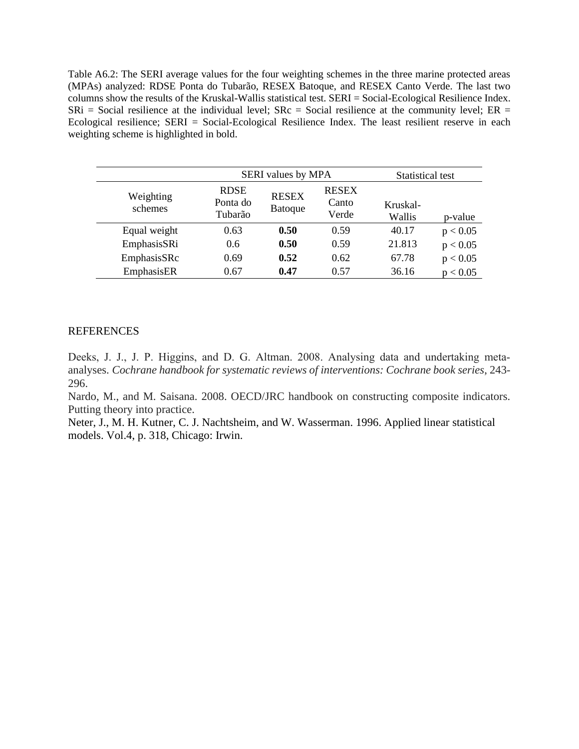Table A6.2: The SERI average values for the four weighting schemes in the three marine protected areas (MPAs) analyzed: RDSE Ponta do Tubarão, RESEX Batoque, and RESEX Canto Verde. The last two columns show the results of the Kruskal-Wallis statistical test. SERI = Social-Ecological Resilience Index. SRi = Social resilience at the individual level; SRc = Social resilience at the community level; ER = Ecological resilience; SERI = Social-Ecological Resilience Index. The least resilient reserve in each weighting scheme is highlighted in bold.

| | SERI values by MPA | | | Statistical test | |
|---|---|---|---|---|---|
| Weighting schemes | RDSE Ponta do Tubarão | RESEX Batoque | RESEX Canto Verde | Kruskal-Wallis | p-value |
| Equal weight | 0.63 | **0.50** | 0.59 | 40.17 | $p < 0.05$ |
| EmphasisSRi | 0.6 | **0.50** | 0.59 | 21.813 | $p < 0.05$ |
| EmphasisSRc | 0.69 | **0.52** | 0.62 | 67.78 | $p < 0.05$ |
| EmphasisER | 0.67 | **0.47** | 0.57 | 36.16 | $p < 0.05$ |

REFERENCES

Deeks, J. J., J. P. Higgins, and D. G. Altman. 2008. Analysing data and undertaking meta-analyses. *Cochrane handbook for systematic reviews of interventions: Cochrane book series*, 243-296.

Nardo, M., and M. Saisana. 2008. OECD/JRC handbook on constructing composite indicators. Putting theory into practice.

Neter, J., M. H. Kutner, C. J. Nachtsheim, and W. Wasserman. 1996. Applied linear statistical models. Vol.4, p. 318, Chicago: Irwin.